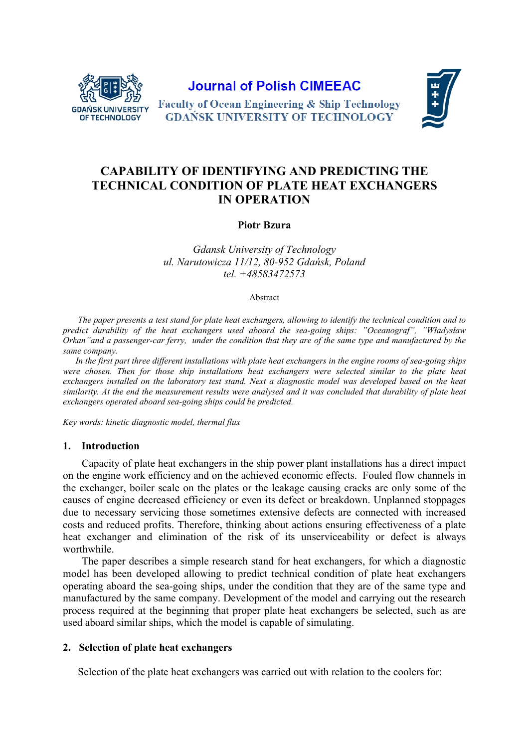Journal of Polish CIMEEAC

Faculty of Ocean Engineering & Ship Technology
GDAŃSK UNIVERSITY OF TECHNOLOGY

# CAPABILITY OF IDENTIFYING AND PREDICTING THE TECHNICAL CONDITION OF PLATE HEAT EXCHANGERS IN OPERATION

**Piotr Bzura**

*Gdansk University of Technology*
*ul. Narutowicza 11/12, 80-952 Gdańsk, Poland*
*tel. +48583472573*

Abstract

*The paper presents a test stand for plate heat exchangers, allowing to identify the technical condition and to predict durability of the heat exchangers used aboard the sea-going ships: "Oceanograf", "Wladyslaw Orkan"and a passenger-car ferry, under the condition that they are of the same type and manufactured by the same company.*

*In the first part three different installations with plate heat exchangers in the engine rooms of sea-going ships were chosen. Then for those ship installations heat exchangers were selected similar to the plate heat exchangers installed on the laboratory test stand. Next a diagnostic model was developed based on the heat similarity. At the end the measurement results were analysed and it was concluded that durability of plate heat exchangers operated aboard sea-going ships could be predicted.*

*Key words: kinetic diagnostic model, thermal flux*

## 1. Introduction

Capacity of plate heat exchangers in the ship power plant installations has a direct impact on the engine work efficiency and on the achieved economic effects. Fouled flow channels in the exchanger, boiler scale on the plates or the leakage causing cracks are only some of the causes of engine decreased efficiency or even its defect or breakdown. Unplanned stoppages due to necessary servicing those sometimes extensive defects are connected with increased costs and reduced profits. Therefore, thinking about actions ensuring effectiveness of a plate heat exchanger and elimination of the risk of its unserviceability or defect is always worthwhile.

The paper describes a simple research stand for heat exchangers, for which a diagnostic model has been developed allowing to predict technical condition of plate heat exchangers operating aboard the sea-going ships, under the condition that they are of the same type and manufactured by the same company. Development of the model and carrying out the research process required at the beginning that proper plate heat exchangers be selected, such as are used aboard similar ships, which the model is capable of simulating.

## 2. Selection of plate heat exchangers

Selection of the plate heat exchangers was carried out with relation to the coolers for: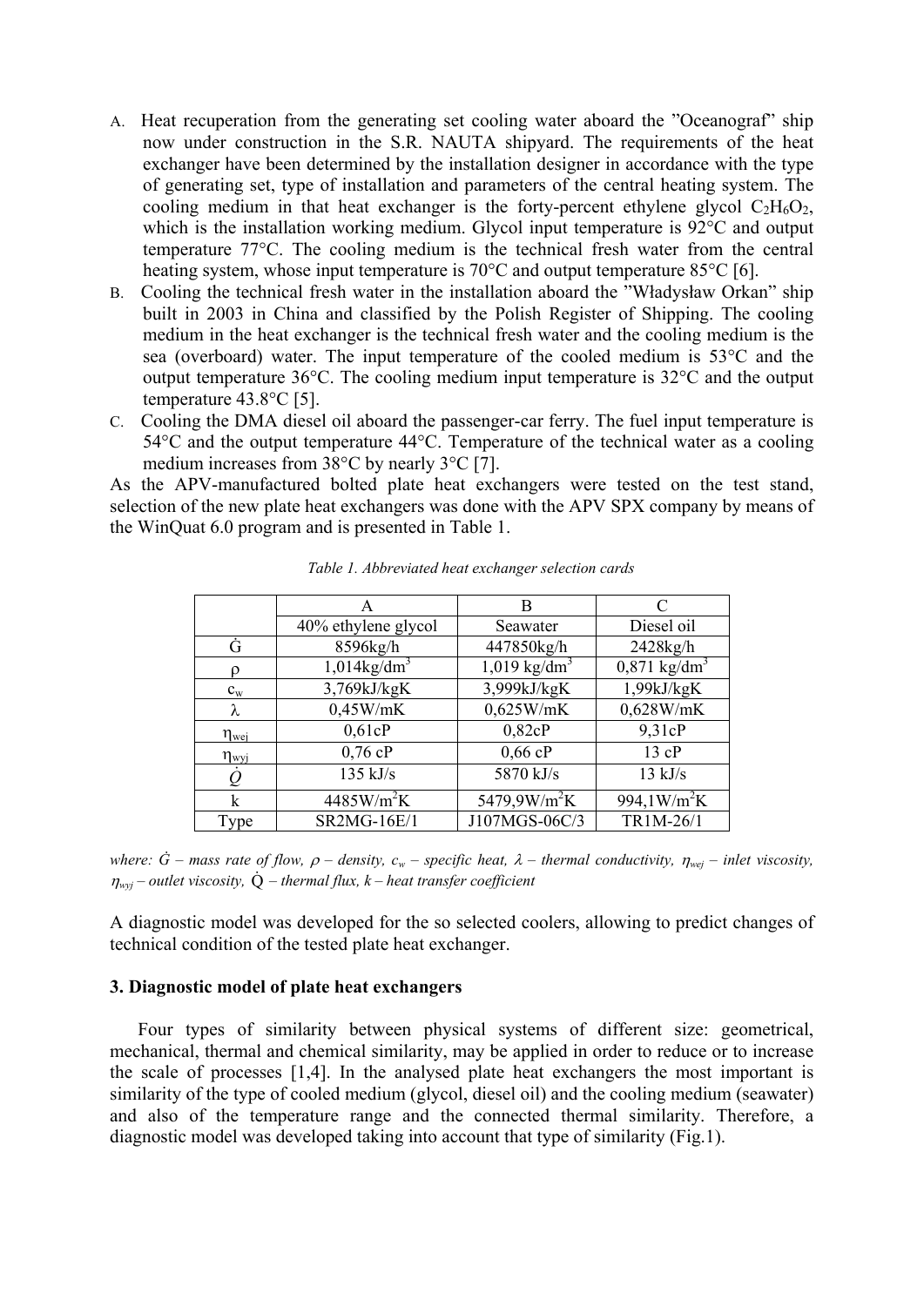A. Heat recuperation from the generating set cooling water aboard the "Oceanograf" ship now under construction in the S.R. NAUTA shipyard. The requirements of the heat exchanger have been determined by the installation designer in accordance with the type of generating set, type of installation and parameters of the central heating system. The cooling medium in that heat exchanger is the forty-percent ethylene glycol $C_2H_6O_2$, which is the installation working medium. Glycol input temperature is 92°C and output temperature 77°C. The cooling medium is the technical fresh water from the central heating system, whose input temperature is 70°C and output temperature 85°C [6].

B. Cooling the technical fresh water in the installation aboard the "Władysław Orkan" ship built in 2003 in China and classified by the Polish Register of Shipping. The cooling medium in the heat exchanger is the technical fresh water and the cooling medium is the sea (overboard) water. The input temperature of the cooled medium is 53°C and the output temperature 36°C. The cooling medium input temperature is 32°C and the output temperature 43.8°C [5].

C. Cooling the DMA diesel oil aboard the passenger-car ferry. The fuel input temperature is 54°C and the output temperature 44°C. Temperature of the technical water as a cooling medium increases from 38°C by nearly 3°C [7].

As the APV-manufactured bolted plate heat exchangers were tested on the test stand, selection of the new plate heat exchangers was done with the APV SPX company by means of the WinQuat 6.0 program and is presented in Table 1.

*Table 1. Abbreviated heat exchanger selection cards*

| | A | B | C |
|---|---|---|---|
| | 40% ethylene glycol | Seawater | Diesel oil |
| $\dot{G}$ | 8596kg/h | 447850kg/h | 2428kg/h |
| $\rho$ | 1,014kg/dm$^3$ | 1,019 kg/dm$^3$ | 0,871 kg/dm$^3$ |
| $c_w$ | 3,769kJ/kgK | 3,999kJ/kgK | 1,99kJ/kgK |
| $\lambda$ | 0,45W/mK | 0,625W/mK | 0,628W/mK |
| $\eta_{wej}$ | 0,61cP | 0,82cP | 9,31cP |
| $\eta_{wyj}$ | 0,76 cP | 0,66 cP | 13 cP |
| $\dot{Q}$ | 135 kJ/s | 5870 kJ/s | 13 kJ/s |
| k | 4485W/m$^2$K | 5479,9W/m$^2$K | 994,1W/m$^2$K |
| Type | SR2MG-16E/1 | J107MGS-06C/3 | TR1M-26/1 |

*where: $\dot{G}$ – mass rate of flow, $\rho$ – density, $c_w$ – specific heat, $\lambda$ – thermal conductivity, $\eta_{wej}$ – inlet viscosity, $\eta_{wyj}$ – outlet viscosity, $\dot{Q}$ – thermal flux, k – heat transfer coefficient*

A diagnostic model was developed for the so selected coolers, allowing to predict changes of technical condition of the tested plate heat exchanger.

## 3. Diagnostic model of plate heat exchangers

Four types of similarity between physical systems of different size: geometrical, mechanical, thermal and chemical similarity, may be applied in order to reduce or to increase the scale of processes [1,4]. In the analysed plate heat exchangers the most important is similarity of the type of cooled medium (glycol, diesel oil) and the cooling medium (seawater) and also of the temperature range and the connected thermal similarity. Therefore, a diagnostic model was developed taking into account that type of similarity (Fig.1).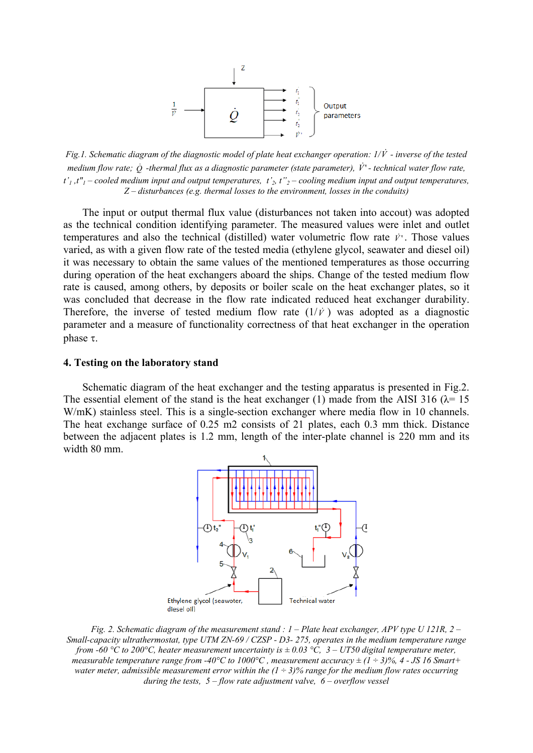Z

$\frac{1}{\dot{V}}$

$\dot{Q}$

$t'_1$

$t''_1$

$t'_2$

$t''_2$

$\dot{V}'$

Output parameters

*Fig.1. Schematic diagram of the diagnostic model of plate heat exchanger operation: $1/\dot{V}$ - inverse of the tested medium flow rate; $\dot{Q}$ -thermal flux as a diagnostic parameter (state parameter), $\dot{V}'$ - technical water flow rate, $t'_1$, $t''_1$ – cooled medium input and output temperatures, $t'_2$, $t''_2$ – cooling medium input and output temperatures, Z – disturbances (e.g. thermal losses to the environment, losses in the conduits)*

The input or output thermal flux value (disturbances not taken into accout) was adopted as the technical condition identifying parameter. The measured values were inlet and outlet temperatures and also the technical (distilled) water volumetric flow rate $\dot{V}'$. Those values varied, as with a given flow rate of the tested media (ethylene glycol, seawater and diesel oil) it was necessary to obtain the same values of the mentioned temperatures as those occurring during operation of the heat exchangers aboard the ships. Change of the tested medium flow rate is caused, among others, by deposits or boiler scale on the heat exchanger plates, so it was concluded that decrease in the flow rate indicated reduced heat exchanger durability. Therefore, the inverse of tested medium flow rate ($1/\dot{V}$) was adopted as a diagnostic parameter and a measure of functionality correctness of that heat exchanger in the operation phase τ.

## 4. Testing on the laboratory stand

Schematic diagram of the heat exchanger and the testing apparatus is presented in Fig.2. The essential element of the stand is the heat exchanger (1) made from the AISI 316 (λ= 15 W/mK) stainless steel. This is a single-section exchanger where media flow in 10 channels. The heat exchange surface of 0.25 m2 consists of 21 plates, each 0.3 mm thick. Distance between the adjacent plates is 1.2 mm, length of the inter-plate channel is 220 mm and its width 80 mm.

1

$t_2''$

$t_1'$

3

$t_1''$

$t_2'$

4

$V_1$

6

$V_2$

5

2

Ethylene glycol (seawater, diesel oil)

Technical water

*Fig. 2. Schematic diagram of the measurement stand : 1 – Plate heat exchanger, APV type U 121R, 2 – Small-capacity ultrathermostat, type UTM ZN-69 / CZSP - D3- 275, operates in the medium temperature range from -60 °C to 200°C, heater measurement uncertainty is ± 0.03 °C, 3 – UT50 digital temperature meter, measurable temperature range from -40°C to 1000°C , measurement accuracy ± (1 ÷ 3)%, 4 - JS 16 Smart+ water meter, admissible measurement error within the (1 ÷ 3)% range for the medium flow rates occurring during the tests, 5 – flow rate adjustment valve, 6 – overflow vessel*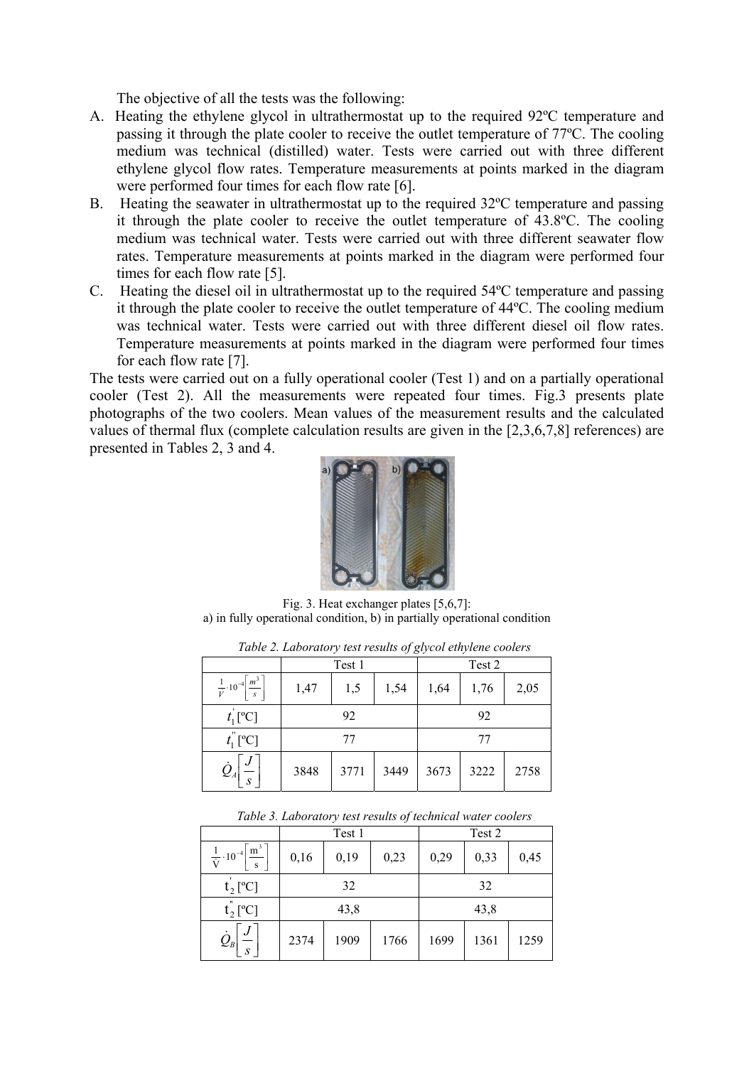The objective of all the tests was the following:

A. Heating the ethylene glycol in ultrathermostat up to the required 92ºC temperature and passing it through the plate cooler to receive the outlet temperature of 77ºC. The cooling medium was technical (distilled) water. Tests were carried out with three different ethylene glycol flow rates. Temperature measurements at points marked in the diagram were performed four times for each flow rate [6].

B. Heating the seawater in ultrathermostat up to the required 32ºC temperature and passing it through the plate cooler to receive the outlet temperature of 43.8ºC. The cooling medium was technical water. Tests were carried out with three different seawater flow rates. Temperature measurements at points marked in the diagram were performed four times for each flow rate [5].

C. Heating the diesel oil in ultrathermostat up to the required 54ºC temperature and passing it through the plate cooler to receive the outlet temperature of 44ºC. The cooling medium was technical water. Tests were carried out with three different diesel oil flow rates. Temperature measurements at points marked in the diagram were performed four times for each flow rate [7].

The tests were carried out on a fully operational cooler (Test 1) and on a partially operational cooler (Test 2). All the measurements were repeated four times. Fig.3 presents plate photographs of the two coolers. Mean values of the measurement results and the calculated values of thermal flux (complete calculation results are given in the [2,3,6,7,8] references) are presented in Tables 2, 3 and 4.

Fig. 3. Heat exchanger plates [5,6,7]:
a) in fully operational condition, b) in partially operational condition

*Table 2. Laboratory test results of glycol ethylene coolers*

| | Test 1 | | | Test 2 | | |
|---|---|---|---|---|---|---|
| $\frac{1}{\dot{V}} \cdot 10^{-4} \left[\frac{m^3}{s}\right]$ | 1,47 | 1,5 | 1,54 | 1,64 | 1,76 | 2,05 |
| $t_1^{'}$ [ºC] | 92 | | | 92 | | |
| $t_1^{''}$ [ºC] | 77 | | | 77 | | |
| $\dot{Q}_A \left[\frac{J}{s}\right]$ | 3848 | 3771 | 3449 | 3673 | 3222 | 2758 |

*Table 3. Laboratory test results of technical water coolers*

| | Test 1 | | | Test 2 | | |
|---|---|---|---|---|---|---|
| $\frac{1}{\dot{V}} \cdot 10^{-4} \left[\frac{m^3}{s}\right]$ | 0,16 | 0,19 | 0,23 | 0,29 | 0,33 | 0,45 |
| $t_2^{'}$ [ºC] | 32 | | | 32 | | |
| $t_2^{''}$ [ºC] | 43,8 | | | 43,8 | | |
| $\dot{Q}_B \left[\frac{J}{s}\right]$ | 2374 | 1909 | 1766 | 1699 | 1361 | 1259 |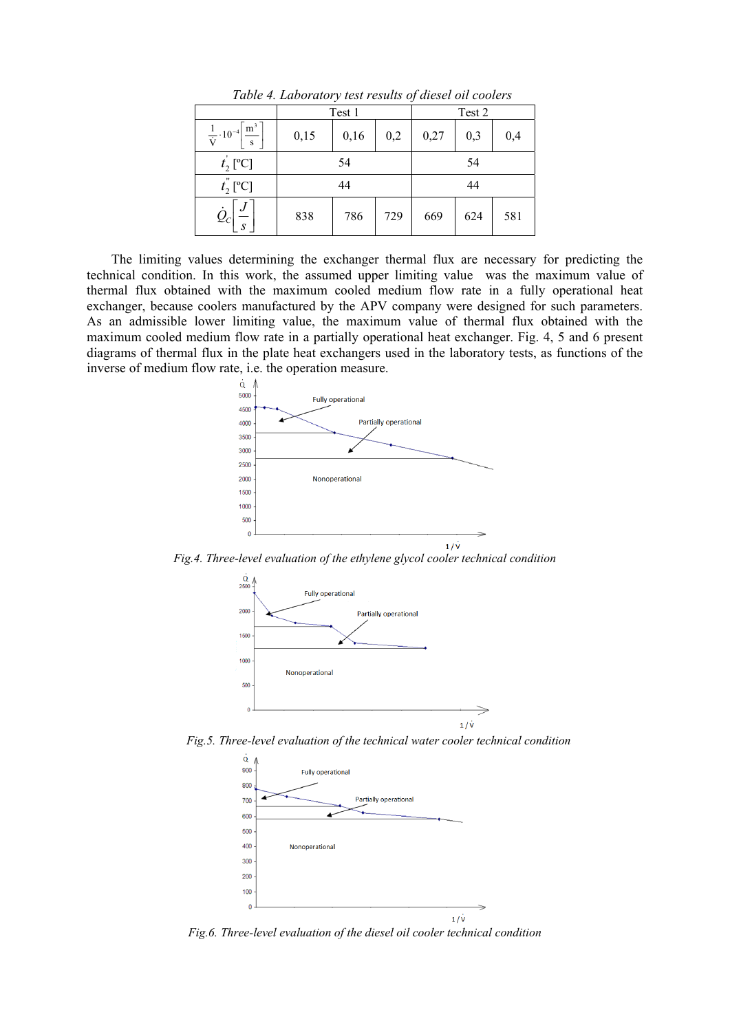*Table 4. Laboratory test results of diesel oil coolers*

| | Test 1 | | | Test 2 | | |
|---|---|---|---|---|---|---|
| $\frac{1}{\dot{V}} \cdot 10^{-4} \left[\frac{m^3}{s}\right]$ | 0,15 | 0,16 | 0,2 | 0,27 | 0,3 | 0,4 |
| $t_2^{'}$ [ºC] | 54 | | | 54 | | |
| $t_2^{''}$ [ºC] | 44 | | | 44 | | |
| $\dot{Q}_C \left[\frac{J}{s}\right]$ | 838 | 786 | 729 | 669 | 624 | 581 |

The limiting values determining the exchanger thermal flux are necessary for predicting the technical condition. In this work, the assumed upper limiting value was the maximum value of thermal flux obtained with the maximum cooled medium flow rate in a fully operational heat exchanger, because coolers manufactured by the APV company were designed for such parameters. As an admissible lower limiting value, the maximum value of thermal flux obtained with the maximum cooled medium flow rate in a partially operational heat exchanger. Fig. 4, 5 and 6 present diagrams of thermal flux in the plate heat exchangers used in the laboratory tests, as functions of the inverse of medium flow rate, i.e. the operation measure.

$\dot{Q}$
5000
4500
4000
3500
3000
2500
2000
1500
1000
500
0
Fully operational
Partially operational
Nonoperational
$1/\dot{V}$

*Fig.4. Three-level evaluation of the ethylene glycol cooler technical condition*

$\dot{Q}$
2500
2000
1500
1000
500
0
Fully operational
Partially operational
Nonoperational
$1/\dot{V}$

*Fig.5. Three-level evaluation of the technical water cooler technical condition*

$\dot{Q}$
900
800
700
600
500
400
300
200
100
0
Fully operational
Partially operational
Nonoperational
$1/\dot{V}$

*Fig.6. Three-level evaluation of the diesel oil cooler technical condition*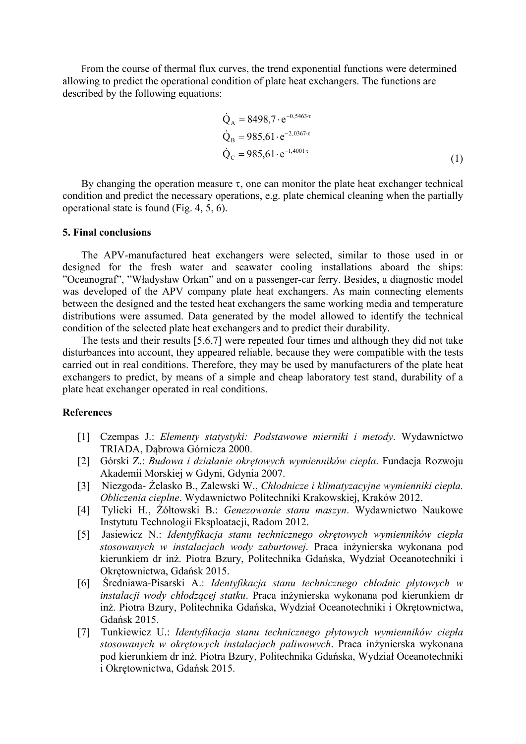From the course of thermal flux curves, the trend exponential functions were determined allowing to predict the operational condition of plate heat exchangers. The functions are described by the following equations:

$$
\begin{aligned}
\dot{Q}_A &= 8498{,}7 \cdot e^{-0{,}5463 \cdot \tau} \\
\dot{Q}_B &= 985{,}61 \cdot e^{-2{,}0367 \cdot \tau} \\
\dot{Q}_C &= 985{,}61 \cdot e^{-1{,}4001 \cdot \tau}
\end{aligned}
\tag{1}
$$

By changing the operation measure τ, one can monitor the plate heat exchanger technical condition and predict the necessary operations, e.g. plate chemical cleaning when the partially operational state is found (Fig. 4, 5, 6).

## 5. Final conclusions

The APV-manufactured heat exchangers were selected, similar to those used in or designed for the fresh water and seawater cooling installations aboard the ships: "Oceanograf", "Władysław Orkan" and on a passenger-car ferry. Besides, a diagnostic model was developed of the APV company plate heat exchangers. As main connecting elements between the designed and the tested heat exchangers the same working media and temperature distributions were assumed. Data generated by the model allowed to identify the technical condition of the selected plate heat exchangers and to predict their durability.

The tests and their results [5,6,7] were repeated four times and although they did not take disturbances into account, they appeared reliable, because they were compatible with the tests carried out in real conditions. Therefore, they may be used by manufacturers of the plate heat exchangers to predict, by means of a simple and cheap laboratory test stand, durability of a plate heat exchanger operated in real conditions.

## References

[1] Czempas J.: *Elementy statystyki: Podstawowe mierniki i metody*. Wydawnictwo TRIADA, Dąbrowa Górnicza 2000.

[2] Górski Z.: *Budowa i działanie okrętowych wymienników ciepła*. Fundacja Rozwoju Akademii Morskiej w Gdyni, Gdynia 2007.

[3] Niezgoda- Żelasko B., Zalewski W., *Chłodnicze i klimatyzacyjne wymienniki ciepła. Obliczenia cieplne*. Wydawnictwo Politechniki Krakowskiej, Kraków 2012.

[4] Tylicki H., Żółtowski B.: *Genezowanie stanu maszyn*. Wydawnictwo Naukowe Instytutu Technologii Eksploatacji, Radom 2012.

[5] Jasiewicz N.: *Identyfikacja stanu technicznego okrętowych wymienników ciepła stosowanych w instalacjach wody zaburtowej*. Praca inżynierska wykonana pod kierunkiem dr inż. Piotra Bzury, Politechnika Gdańska, Wydział Oceanotechniki i Okrętownictwa, Gdańsk 2015.

[6] Średniawa-Pisarski A.: *Identyfikacja stanu technicznego chłodnic płytowych w instalacji wody chłodzącej statku*. Praca inżynierska wykonana pod kierunkiem dr inż. Piotra Bzury, Politechnika Gdańska, Wydział Oceanotechniki i Okrętownictwa, Gdańsk 2015.

[7] Tunkiewicz U.: *Identyfikacja stanu technicznego płytowych wymienników ciepła stosowanych w okrętowych instalacjach paliwowych*. Praca inżynierska wykonana pod kierunkiem dr inż. Piotra Bzury, Politechnika Gdańska, Wydział Oceanotechniki i Okrętownictwa, Gdańsk 2015.